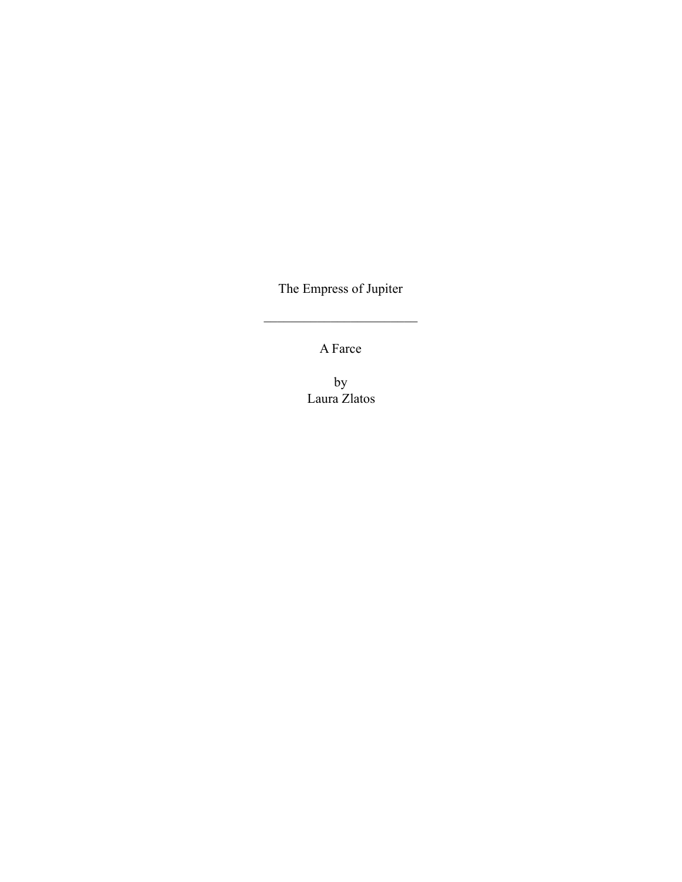# The Empress of Jupiter

---

A Farce

by
Laura Zlatos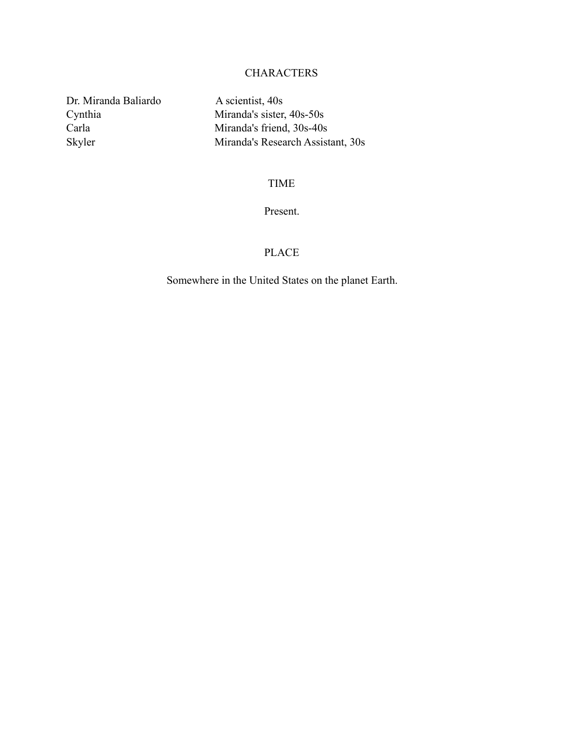## CHARACTERS

| | |
|---|---|
| Dr. Miranda Baliardo | A scientist, 40s |
| Cynthia | Miranda's sister, 40s-50s |
| Carla | Miranda's friend, 30s-40s |
| Skyler | Miranda's Research Assistant, 30s |

## TIME

Present.

## PLACE

Somewhere in the United States on the planet Earth.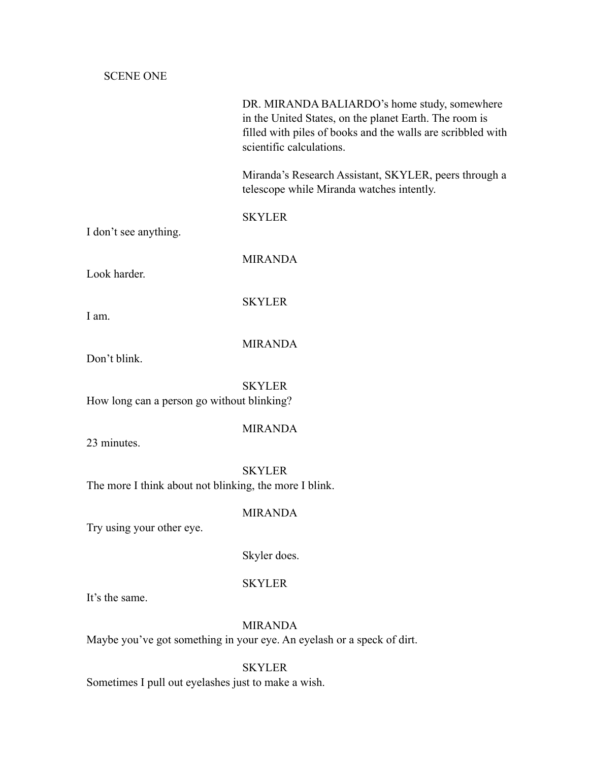SCENE ONE

DR. MIRANDA BALIARDO's home study, somewhere in the United States, on the planet Earth. The room is filled with piles of books and the walls are scribbled with scientific calculations.

Miranda's Research Assistant, SKYLER, peers through a telescope while Miranda watches intently.

SKYLER

I don't see anything.

MIRANDA

Look harder.

SKYLER

I am.

MIRANDA

Don't blink.

SKYLER

How long can a person go without blinking?

MIRANDA

23 minutes.

SKYLER

The more I think about not blinking, the more I blink.

MIRANDA

Try using your other eye.

Skyler does.

SKYLER

It's the same.

MIRANDA

Maybe you've got something in your eye. An eyelash or a speck of dirt.

SKYLER

Sometimes I pull out eyelashes just to make a wish.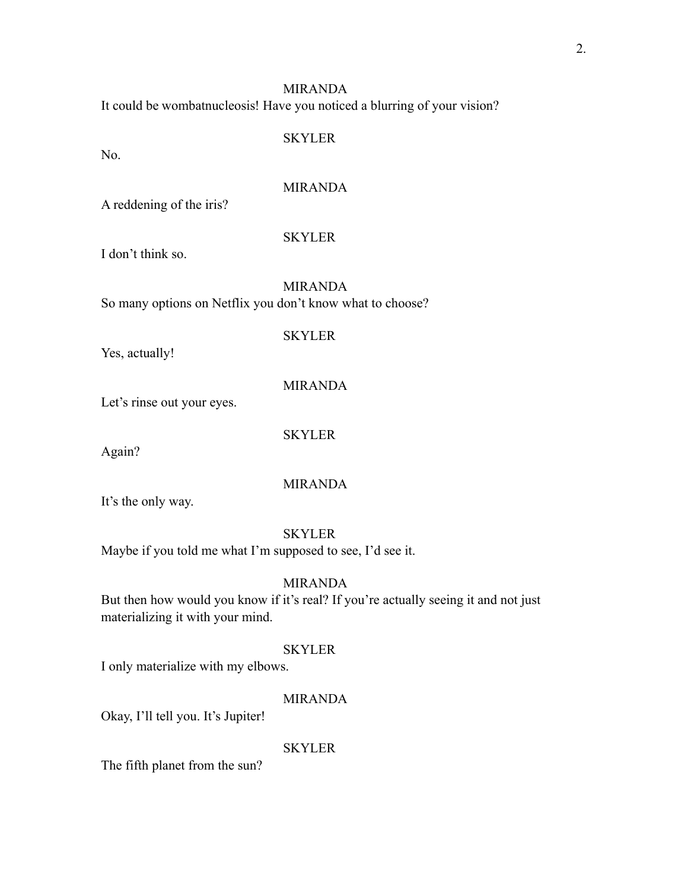MIRANDA

It could be wombatnucleosis! Have you noticed a blurring of your vision?

SKYLER

No.

MIRANDA

A reddening of the iris?

SKYLER

I don't think so.

MIRANDA

So many options on Netflix you don't know what to choose?

SKYLER

Yes, actually!

MIRANDA

Let's rinse out your eyes.

SKYLER

Again?

MIRANDA

It's the only way.

SKYLER

Maybe if you told me what I'm supposed to see, I'd see it.

MIRANDA

But then how would you know if it's real? If you're actually seeing it and not just materializing it with your mind.

SKYLER

I only materialize with my elbows.

MIRANDA

Okay, I'll tell you. It's Jupiter!

SKYLER

The fifth planet from the sun?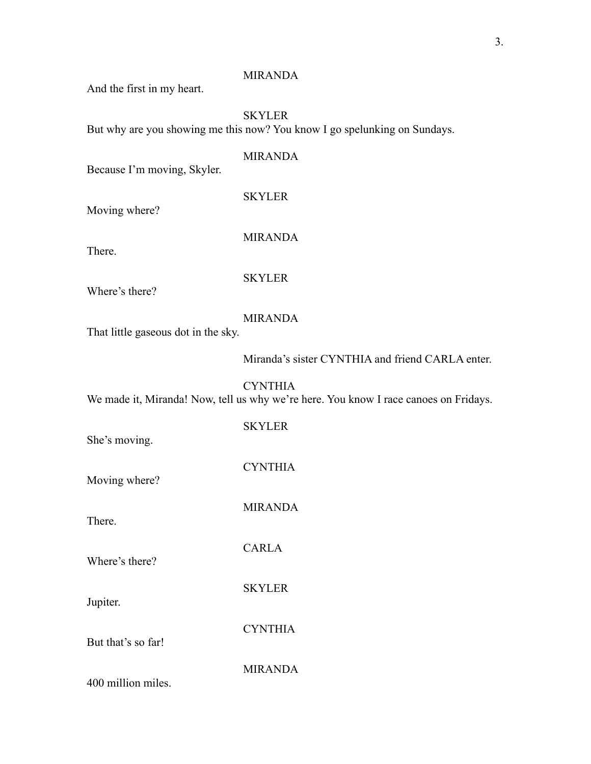MIRANDA

And the first in my heart.

SKYLER

But why are you showing me this now? You know I go spelunking on Sundays.

MIRANDA

Because I'm moving, Skyler.

SKYLER

Moving where?

MIRANDA

There.

SKYLER

Where's there?

MIRANDA

That little gaseous dot in the sky.

*Miranda's sister CYNTHIA and friend CARLA enter.*

CYNTHIA

We made it, Miranda! Now, tell us why we're here. You know I race canoes on Fridays.

SKYLER

She's moving.

CYNTHIA

Moving where?

MIRANDA

There.

CARLA

Where's there?

SKYLER

Jupiter.

CYNTHIA

But that's so far!

MIRANDA

400 million miles.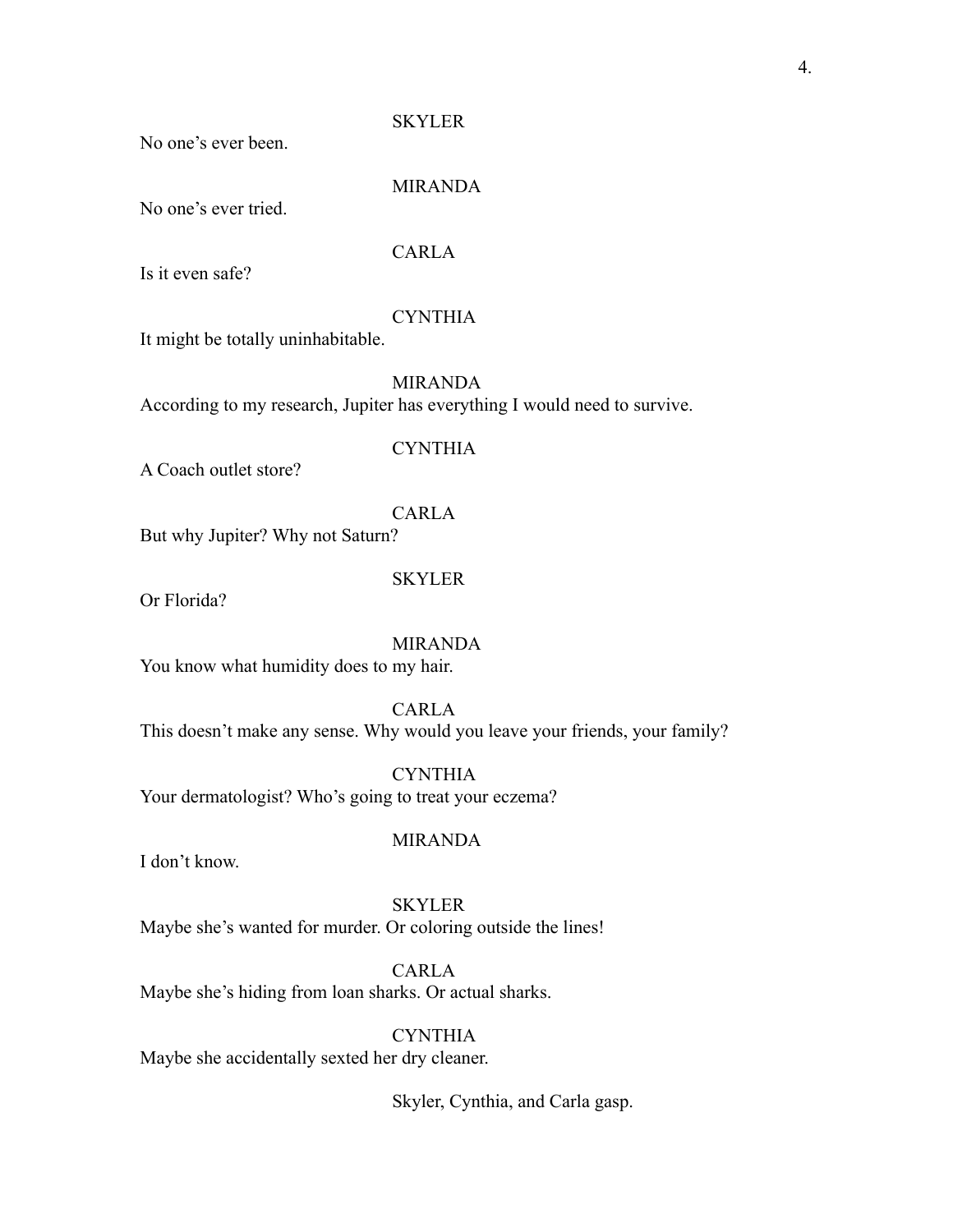SKYLER

No one's ever been.

MIRANDA

No one's ever tried.

CARLA

Is it even safe?

CYNTHIA

It might be totally uninhabitable.

MIRANDA

According to my research, Jupiter has everything I would need to survive.

CYNTHIA

A Coach outlet store?

CARLA

But why Jupiter? Why not Saturn?

SKYLER

Or Florida?

MIRANDA

You know what humidity does to my hair.

CARLA

This doesn't make any sense. Why would you leave your friends, your family?

CYNTHIA

Your dermatologist? Who's going to treat your eczema?

MIRANDA

I don't know.

SKYLER

Maybe she's wanted for murder. Or coloring outside the lines!

CARLA

Maybe she's hiding from loan sharks. Or actual sharks.

CYNTHIA

Maybe she accidentally sexted her dry cleaner.

Skyler, Cynthia, and Carla gasp.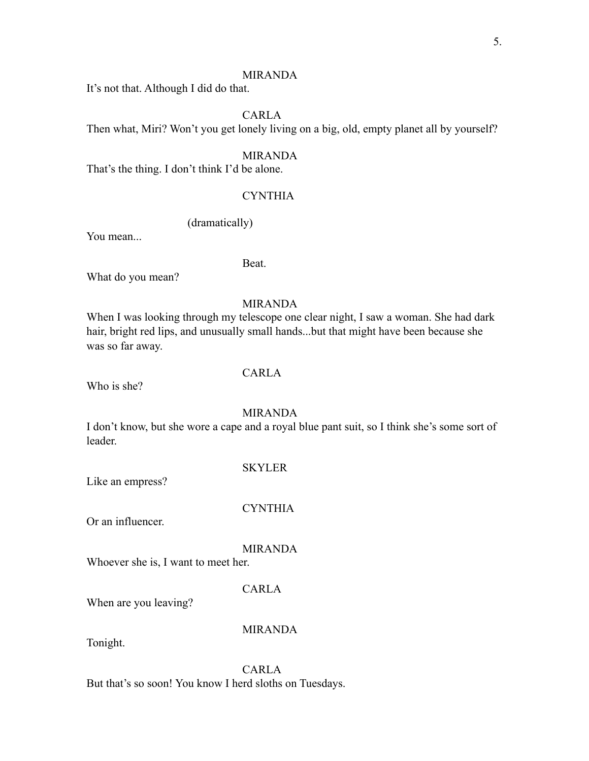MIRANDA

It's not that. Although I did do that.

CARLA

Then what, Miri? Won't you get lonely living on a big, old, empty planet all by yourself?

MIRANDA

That's the thing. I don't think I'd be alone.

CYNTHIA

(dramatically)

You mean...

Beat.

What do you mean?

MIRANDA

When I was looking through my telescope one clear night, I saw a woman. She had dark hair, bright red lips, and unusually small hands...but that might have been because she was so far away.

CARLA

Who is she?

MIRANDA

I don't know, but she wore a cape and a royal blue pant suit, so I think she's some sort of leader.

SKYLER

Like an empress?

CYNTHIA

Or an influencer.

MIRANDA

Whoever she is, I want to meet her.

CARLA

When are you leaving?

MIRANDA

Tonight.

CARLA

But that's so soon! You know I herd sloths on Tuesdays.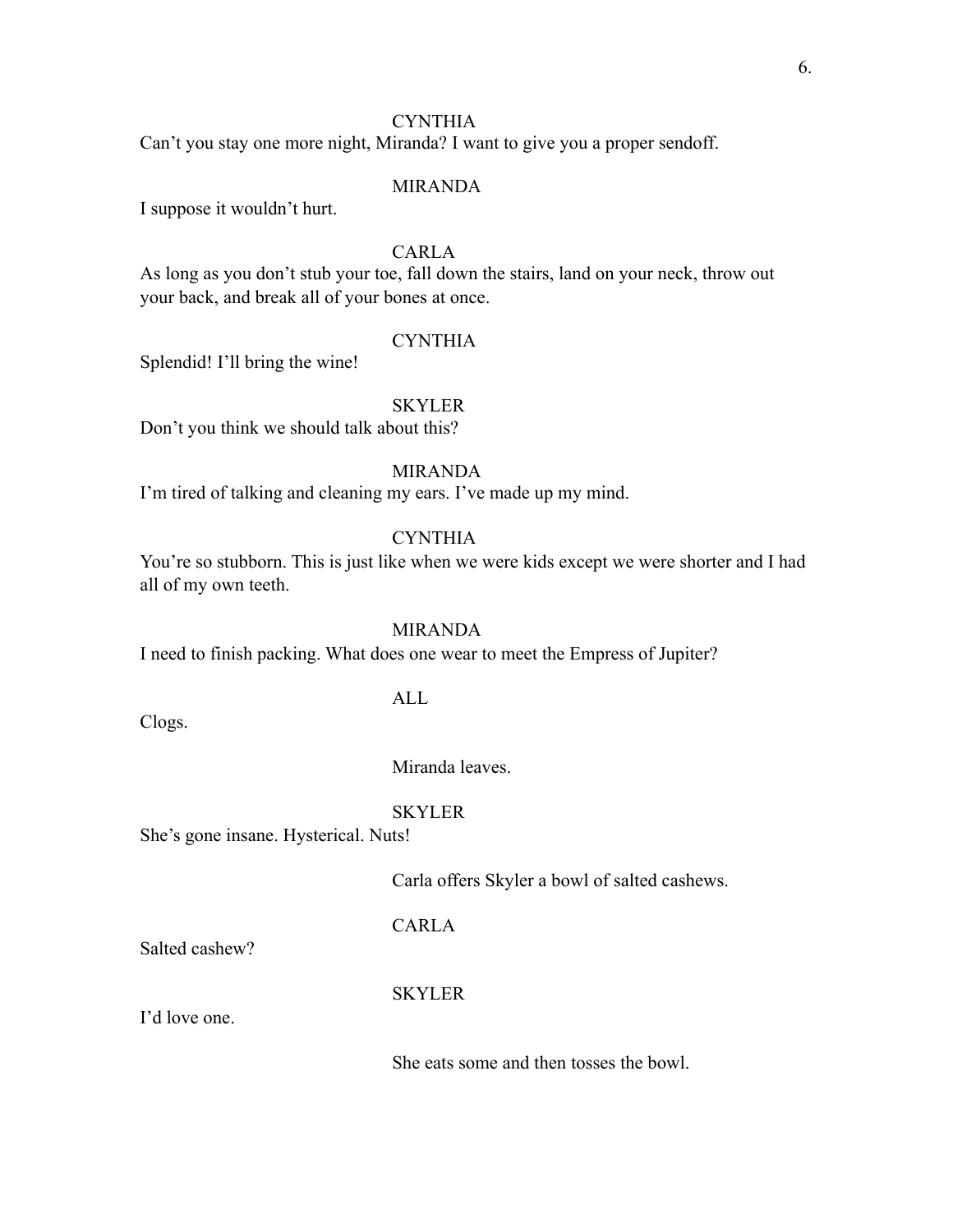CYNTHIA

Can't you stay one more night, Miranda? I want to give you a proper sendoff.

MIRANDA

I suppose it wouldn't hurt.

CARLA

As long as you don't stub your toe, fall down the stairs, land on your neck, throw out your back, and break all of your bones at once.

CYNTHIA

Splendid! I'll bring the wine!

SKYLER

Don't you think we should talk about this?

MIRANDA

I'm tired of talking and cleaning my ears. I've made up my mind.

CYNTHIA

You're so stubborn. This is just like when we were kids except we were shorter and I had all of my own teeth.

MIRANDA

I need to finish packing. What does one wear to meet the Empress of Jupiter?

ALL

Clogs.

Miranda leaves.

SKYLER

She's gone insane. Hysterical. Nuts!

Carla offers Skyler a bowl of salted cashews.

CARLA

Salted cashew?

SKYLER

I'd love one.

She eats some and then tosses the bowl.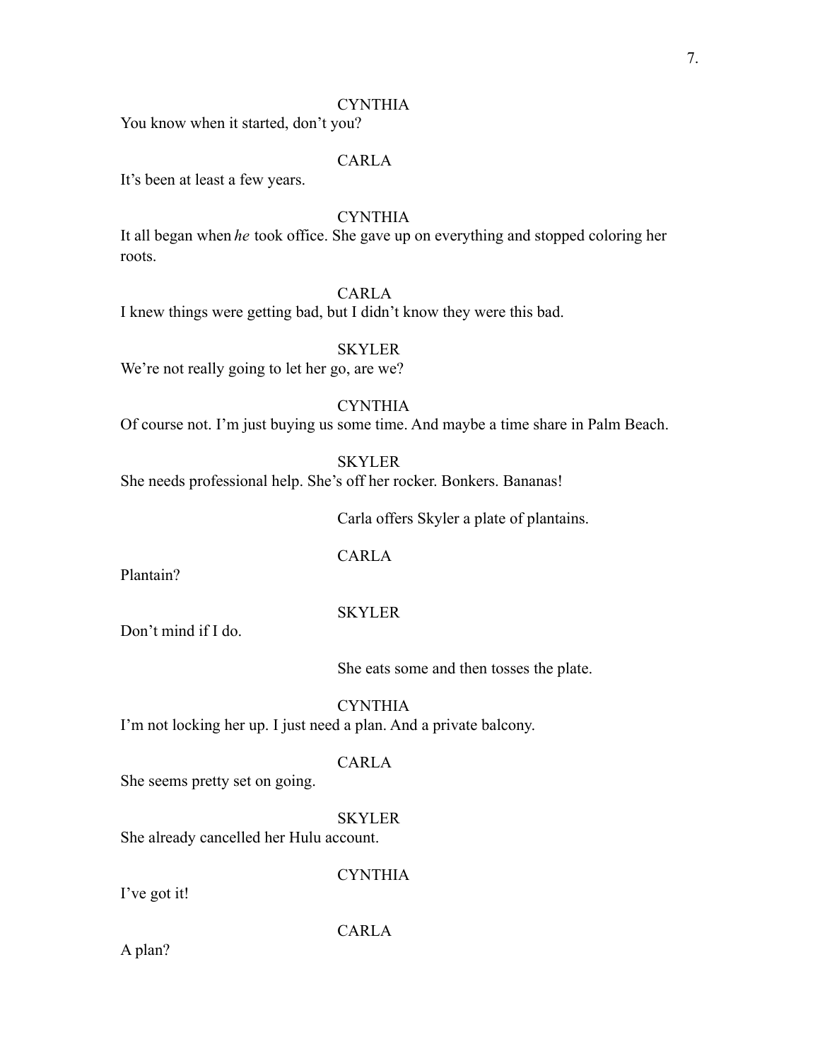CYNTHIA

You know when it started, don't you?

CARLA

It's been at least a few years.

CYNTHIA

It all began when *he* took office. She gave up on everything and stopped coloring her roots.

CARLA

I knew things were getting bad, but I didn't know they were this bad.

SKYLER

We're not really going to let her go, are we?

CYNTHIA

Of course not. I'm just buying us some time. And maybe a time share in Palm Beach.

SKYLER

She needs professional help. She's off her rocker. Bonkers. Bananas!

Carla offers Skyler a plate of plantains.

CARLA

Plantain?

SKYLER

Don't mind if I do.

She eats some and then tosses the plate.

CYNTHIA

I'm not locking her up. I just need a plan. And a private balcony.

CARLA

She seems pretty set on going.

SKYLER

She already cancelled her Hulu account.

CYNTHIA

I've got it!

CARLA

A plan?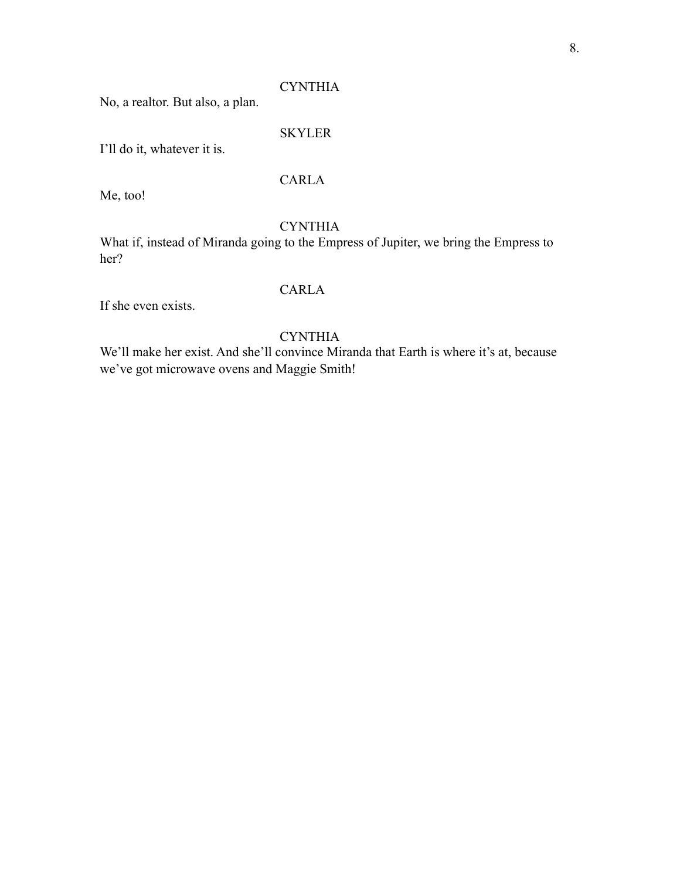CYNTHIA

No, a realtor. But also, a plan.

SKYLER

I'll do it, whatever it is.

CARLA

Me, too!

CYNTHIA

What if, instead of Miranda going to the Empress of Jupiter, we bring the Empress to her?

CARLA

If she even exists.

CYNTHIA

We'll make her exist. And she'll convince Miranda that Earth is where it's at, because we've got microwave ovens and Maggie Smith!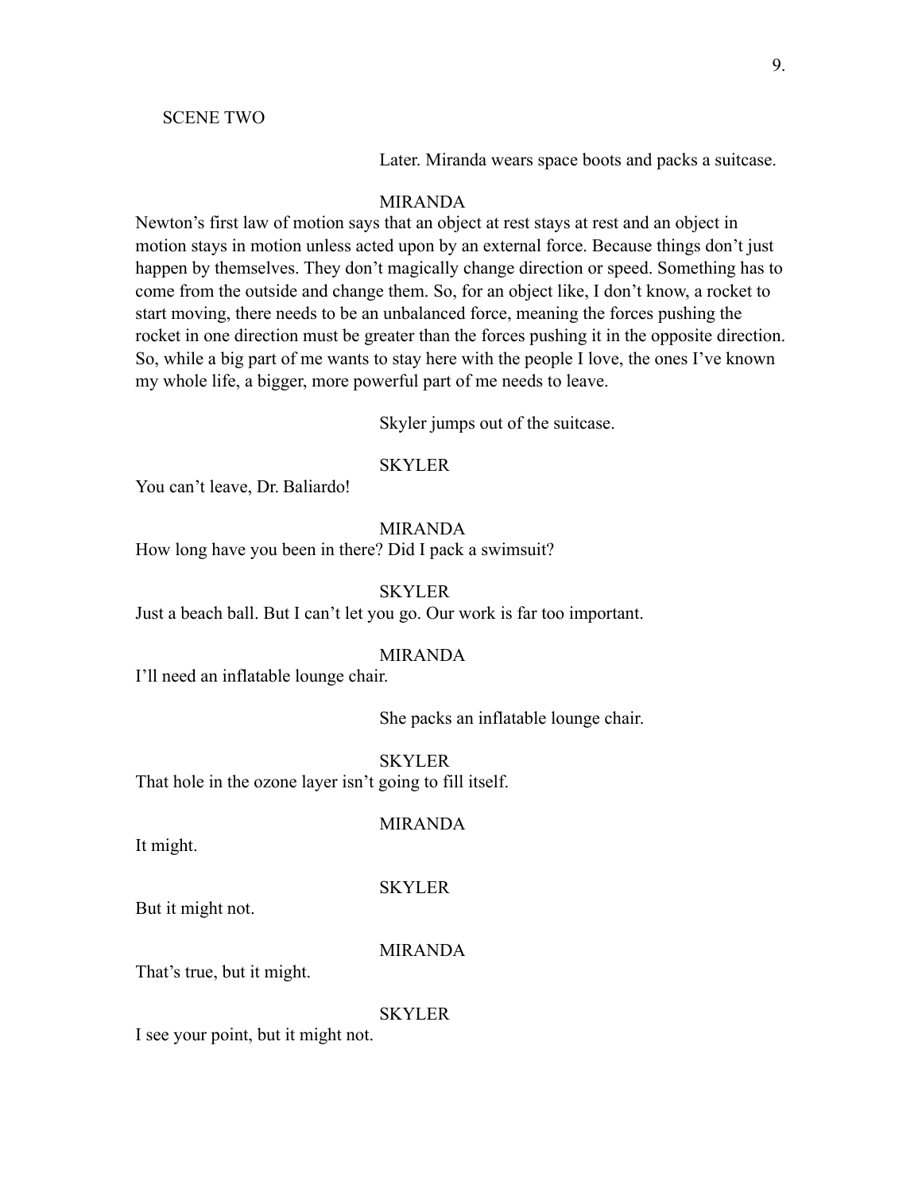SCENE TWO

*Later. Miranda wears space boots and packs a suitcase.*

MIRANDA

Newton's first law of motion says that an object at rest stays at rest and an object in motion stays in motion unless acted upon by an external force. Because things don't just happen by themselves. They don't magically change direction or speed. Something has to come from the outside and change them. So, for an object like, I don't know, a rocket to start moving, there needs to be an unbalanced force, meaning the forces pushing the rocket in one direction must be greater than the forces pushing it in the opposite direction. So, while a big part of me wants to stay here with the people I love, the ones I've known my whole life, a bigger, more powerful part of me needs to leave.

*Skyler jumps out of the suitcase.*

SKYLER

You can't leave, Dr. Baliardo!

MIRANDA

How long have you been in there? Did I pack a swimsuit?

SKYLER

Just a beach ball. But I can't let you go. Our work is far too important.

MIRANDA

I'll need an inflatable lounge chair.

*She packs an inflatable lounge chair.*

SKYLER

That hole in the ozone layer isn't going to fill itself.

MIRANDA

It might.

SKYLER

But it might not.

MIRANDA

That's true, but it might.

SKYLER

I see your point, but it might not.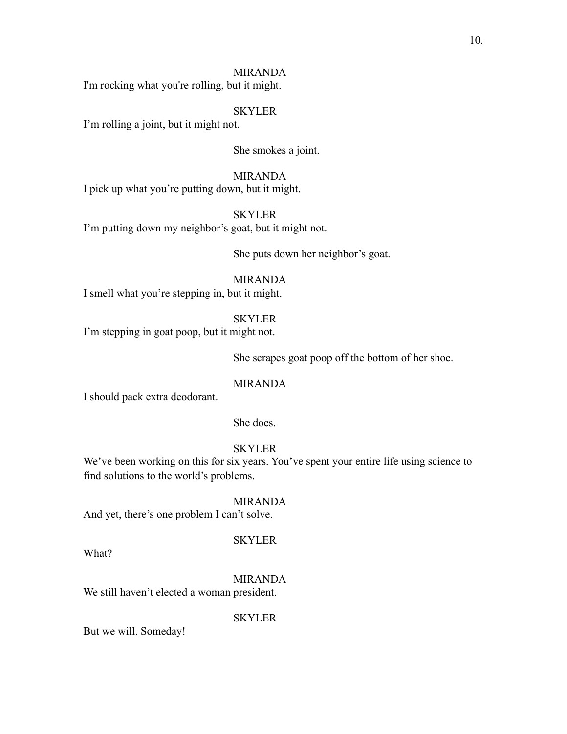MIRANDA

I'm rocking what you're rolling, but it might.

SKYLER

I'm rolling a joint, but it might not.

She smokes a joint.

MIRANDA

I pick up what you're putting down, but it might.

SKYLER

I'm putting down my neighbor's goat, but it might not.

She puts down her neighbor's goat.

MIRANDA

I smell what you're stepping in, but it might.

SKYLER

I'm stepping in goat poop, but it might not.

She scrapes goat poop off the bottom of her shoe.

MIRANDA

I should pack extra deodorant.

She does.

SKYLER

We've been working on this for six years. You've spent your entire life using science to find solutions to the world's problems.

MIRANDA

And yet, there's one problem I can't solve.

SKYLER

What?

MIRANDA

We still haven't elected a woman president.

SKYLER

But we will. Someday!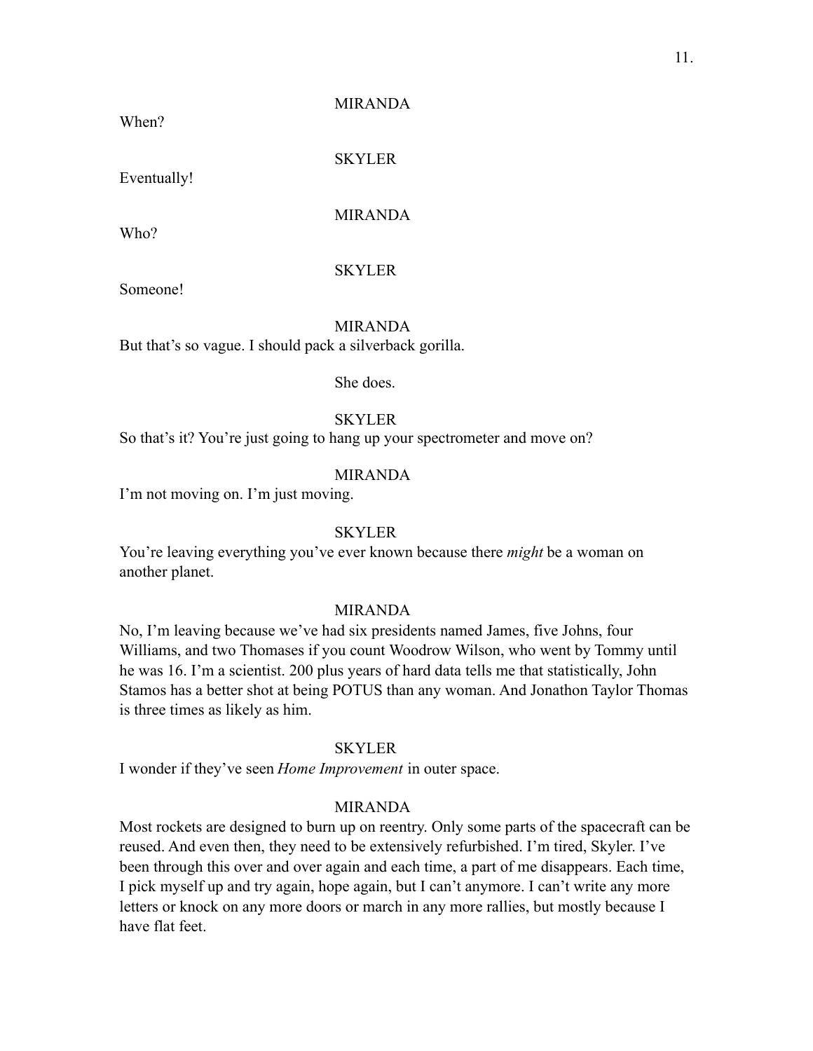MIRANDA

When?

SKYLER

Eventually!

MIRANDA

Who?

SKYLER

Someone!

MIRANDA

But that's so vague. I should pack a silverback gorilla.

She does.

SKYLER

So that's it? You're just going to hang up your spectrometer and move on?

MIRANDA

I'm not moving on. I'm just moving.

SKYLER

You're leaving everything you've ever known because there *might* be a woman on another planet.

MIRANDA

No, I'm leaving because we've had six presidents named James, five Johns, four Williams, and two Thomases if you count Woodrow Wilson, who went by Tommy until he was 16. I'm a scientist. 200 plus years of hard data tells me that statistically, John Stamos has a better shot at being POTUS than any woman. And Jonathon Taylor Thomas is three times as likely as him.

SKYLER

I wonder if they've seen *Home Improvement* in outer space.

MIRANDA

Most rockets are designed to burn up on reentry. Only some parts of the spacecraft can be reused. And even then, they need to be extensively refurbished. I'm tired, Skyler. I've been through this over and over again and each time, a part of me disappears. Each time, I pick myself up and try again, hope again, but I can't anymore. I can't write any more letters or knock on any more doors or march in any more rallies, but mostly because I have flat feet.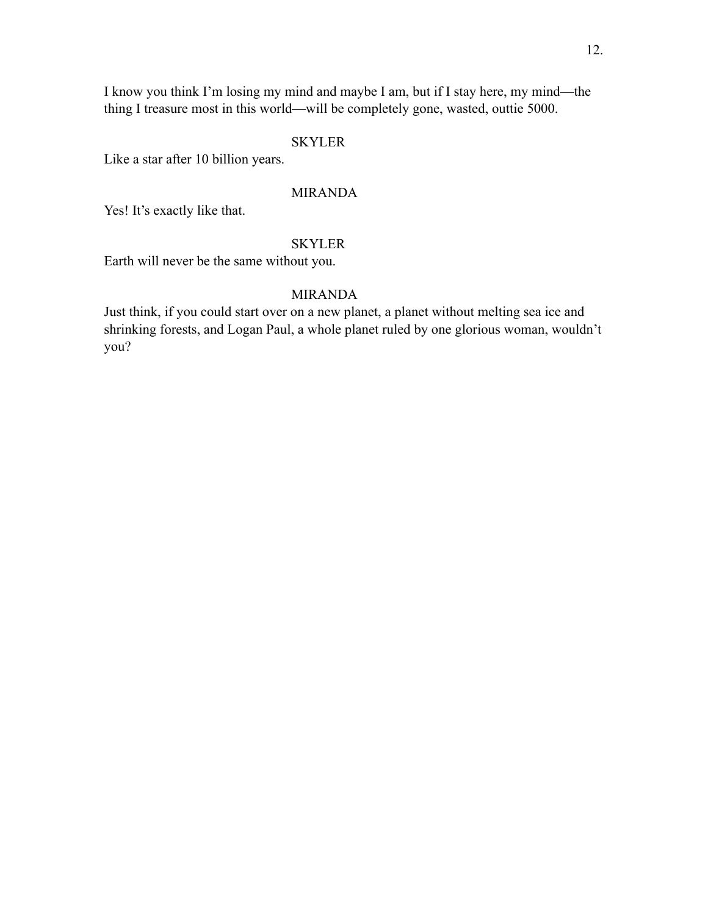I know you think I'm losing my mind and maybe I am, but if I stay here, my mind—the thing I treasure most in this world—will be completely gone, wasted, outtie 5000.

SKYLER

Like a star after 10 billion years.

MIRANDA

Yes! It's exactly like that.

SKYLER

Earth will never be the same without you.

MIRANDA

Just think, if you could start over on a new planet, a planet without melting sea ice and shrinking forests, and Logan Paul, a whole planet ruled by one glorious woman, wouldn't you?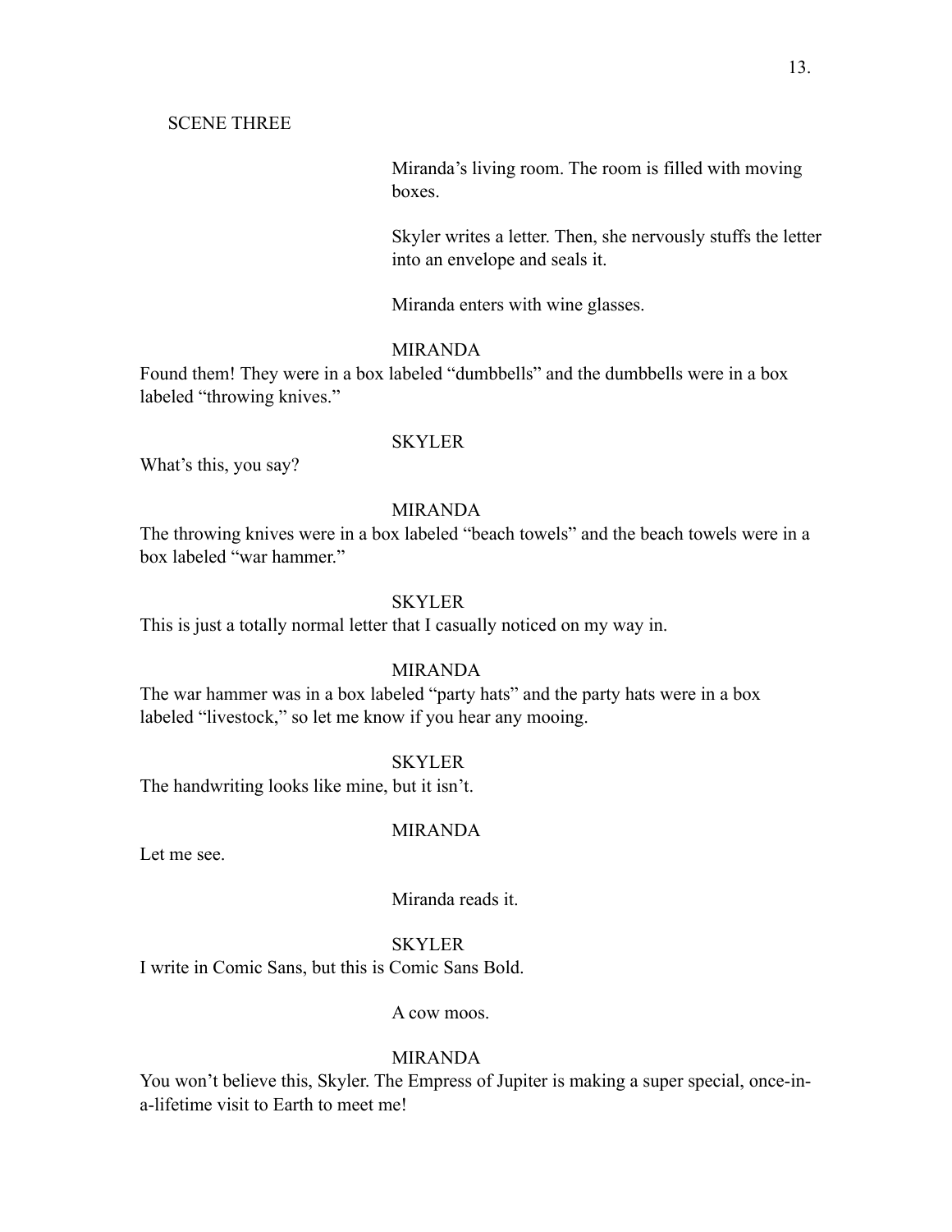SCENE THREE

Miranda's living room. The room is filled with moving boxes.

Skyler writes a letter. Then, she nervously stuffs the letter into an envelope and seals it.

Miranda enters with wine glasses.

MIRANDA

Found them! They were in a box labeled "dumbbells" and the dumbbells were in a box labeled "throwing knives."

SKYLER

What's this, you say?

MIRANDA

The throwing knives were in a box labeled "beach towels" and the beach towels were in a box labeled "war hammer."

SKYLER

This is just a totally normal letter that I casually noticed on my way in.

MIRANDA

The war hammer was in a box labeled "party hats" and the party hats were in a box labeled "livestock," so let me know if you hear any mooing.

SKYLER

The handwriting looks like mine, but it isn't.

MIRANDA

Let me see.

Miranda reads it.

SKYLER

I write in Comic Sans, but this is Comic Sans Bold.

A cow moos.

MIRANDA

You won't believe this, Skyler. The Empress of Jupiter is making a super special, once-in-a-lifetime visit to Earth to meet me!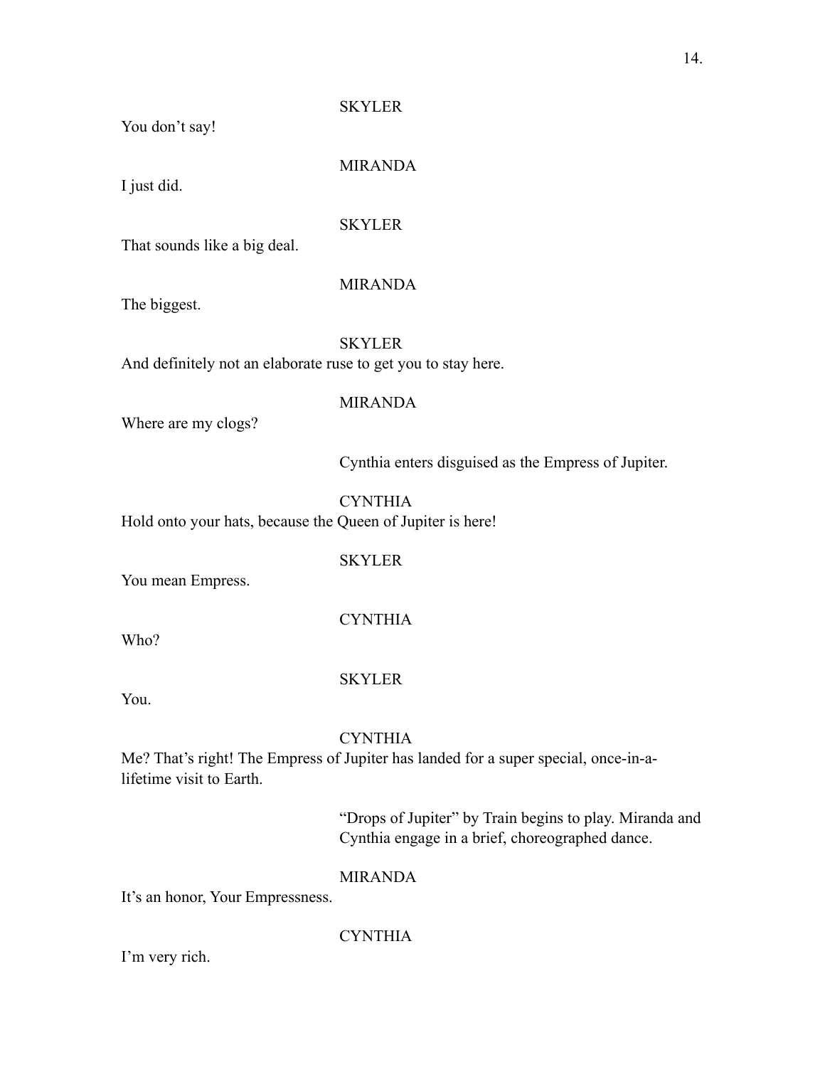SKYLER

You don't say!

MIRANDA

I just did.

SKYLER

That sounds like a big deal.

MIRANDA

The biggest.

SKYLER

And definitely not an elaborate ruse to get you to stay here.

MIRANDA

Where are my clogs?

*Cynthia enters disguised as the Empress of Jupiter.*

CYNTHIA

Hold onto your hats, because the Queen of Jupiter is here!

SKYLER

You mean Empress.

CYNTHIA

Who?

SKYLER

You.

CYNTHIA

Me? That's right! The Empress of Jupiter has landed for a super special, once-in-a-lifetime visit to Earth.

*"Drops of Jupiter" by Train begins to play. Miranda and Cynthia engage in a brief, choreographed dance.*

MIRANDA

It's an honor, Your Empressness.

CYNTHIA

I'm very rich.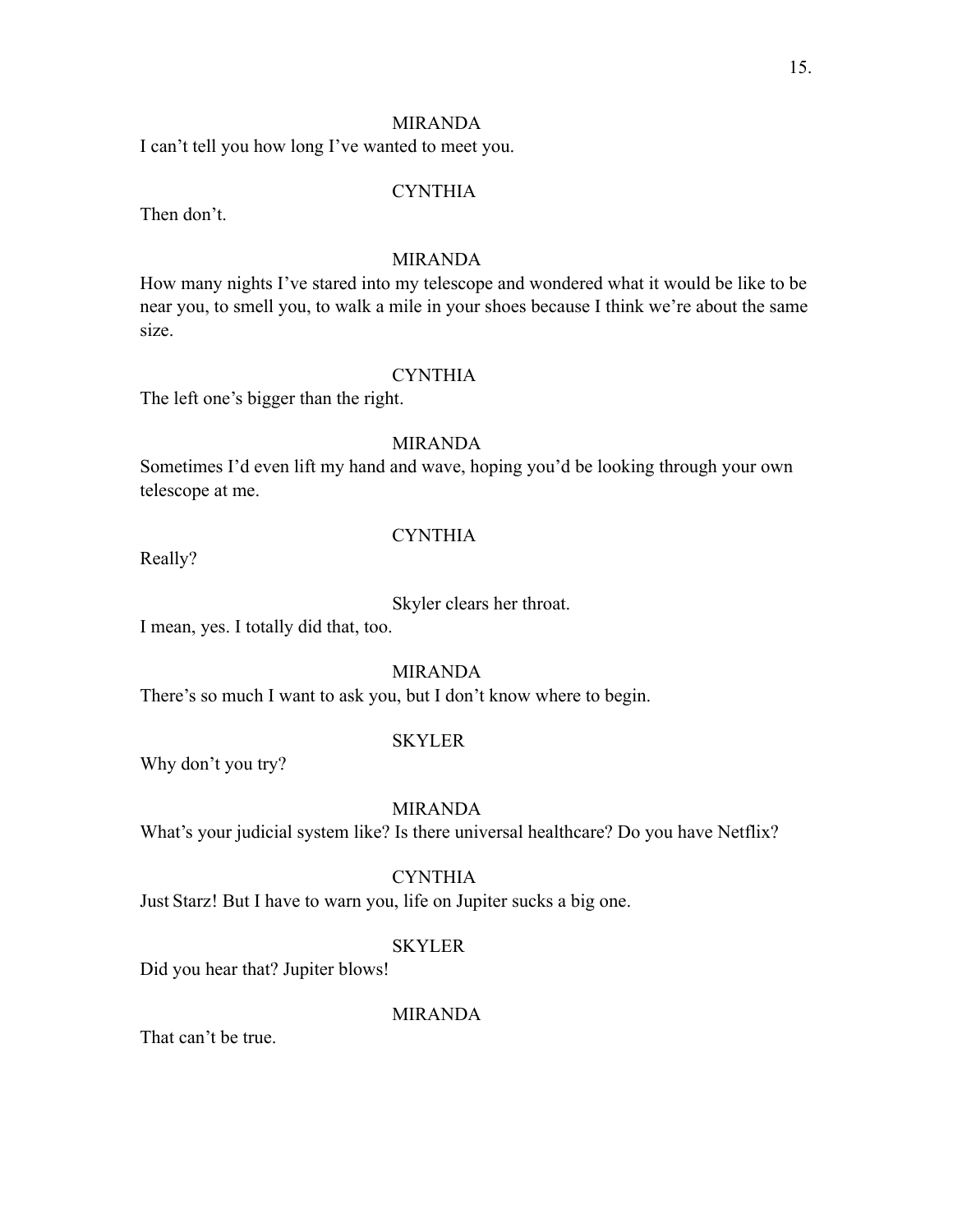MIRANDA

I can't tell you how long I've wanted to meet you.

CYNTHIA

Then don't.

MIRANDA

How many nights I've stared into my telescope and wondered what it would be like to be near you, to smell you, to walk a mile in your shoes because I think we're about the same size.

CYNTHIA

The left one's bigger than the right.

MIRANDA

Sometimes I'd even lift my hand and wave, hoping you'd be looking through your own telescope at me.

CYNTHIA

Really?

Skyler clears her throat.

I mean, yes. I totally did that, too.

MIRANDA

There's so much I want to ask you, but I don't know where to begin.

SKYLER

Why don't you try?

MIRANDA

What's your judicial system like? Is there universal healthcare? Do you have Netflix?

CYNTHIA

Just Starz! But I have to warn you, life on Jupiter sucks a big one.

SKYLER

Did you hear that? Jupiter blows!

MIRANDA

That can't be true.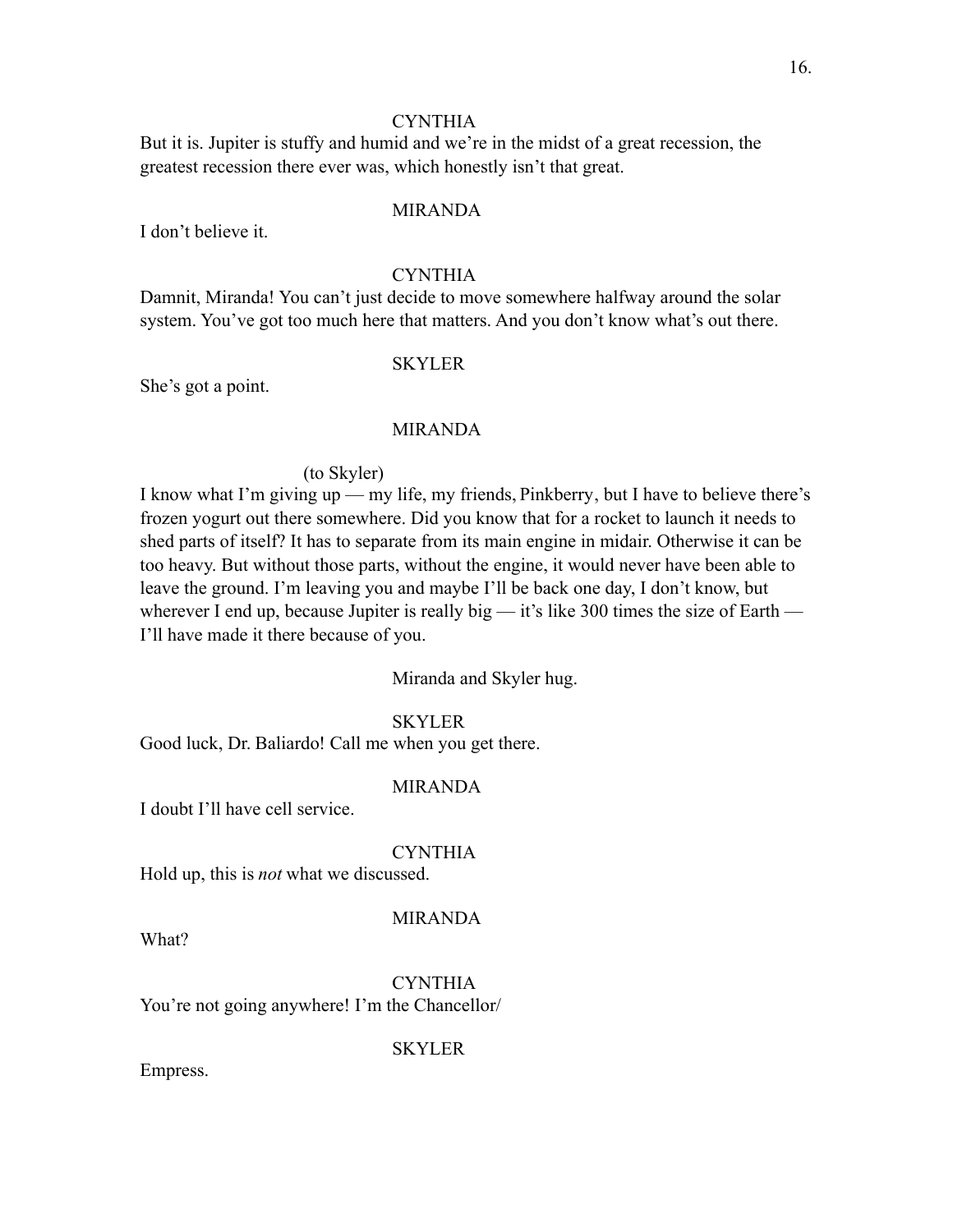CYNTHIA

But it is. Jupiter is stuffy and humid and we're in the midst of a great recession, the greatest recession there ever was, which honestly isn't that great.

MIRANDA

I don't believe it.

CYNTHIA

Damnit, Miranda! You can't just decide to move somewhere halfway around the solar system. You've got too much here that matters. And you don't know what's out there.

SKYLER

She's got a point.

MIRANDA

(to Skyler)

I know what I'm giving up — my life, my friends, Pinkberry, but I have to believe there's frozen yogurt out there somewhere. Did you know that for a rocket to launch it needs to shed parts of itself? It has to separate from its main engine in midair. Otherwise it can be too heavy. But without those parts, without the engine, it would never have been able to leave the ground. I'm leaving you and maybe I'll be back one day, I don't know, but wherever I end up, because Jupiter is really big — it's like 300 times the size of Earth — I'll have made it there because of you.

Miranda and Skyler hug.

SKYLER

Good luck, Dr. Baliardo! Call me when you get there.

MIRANDA

I doubt I'll have cell service.

CYNTHIA

Hold up, this is *not* what we discussed.

MIRANDA

What?

CYNTHIA

You're not going anywhere! I'm the Chancellor/

SKYLER

Empress.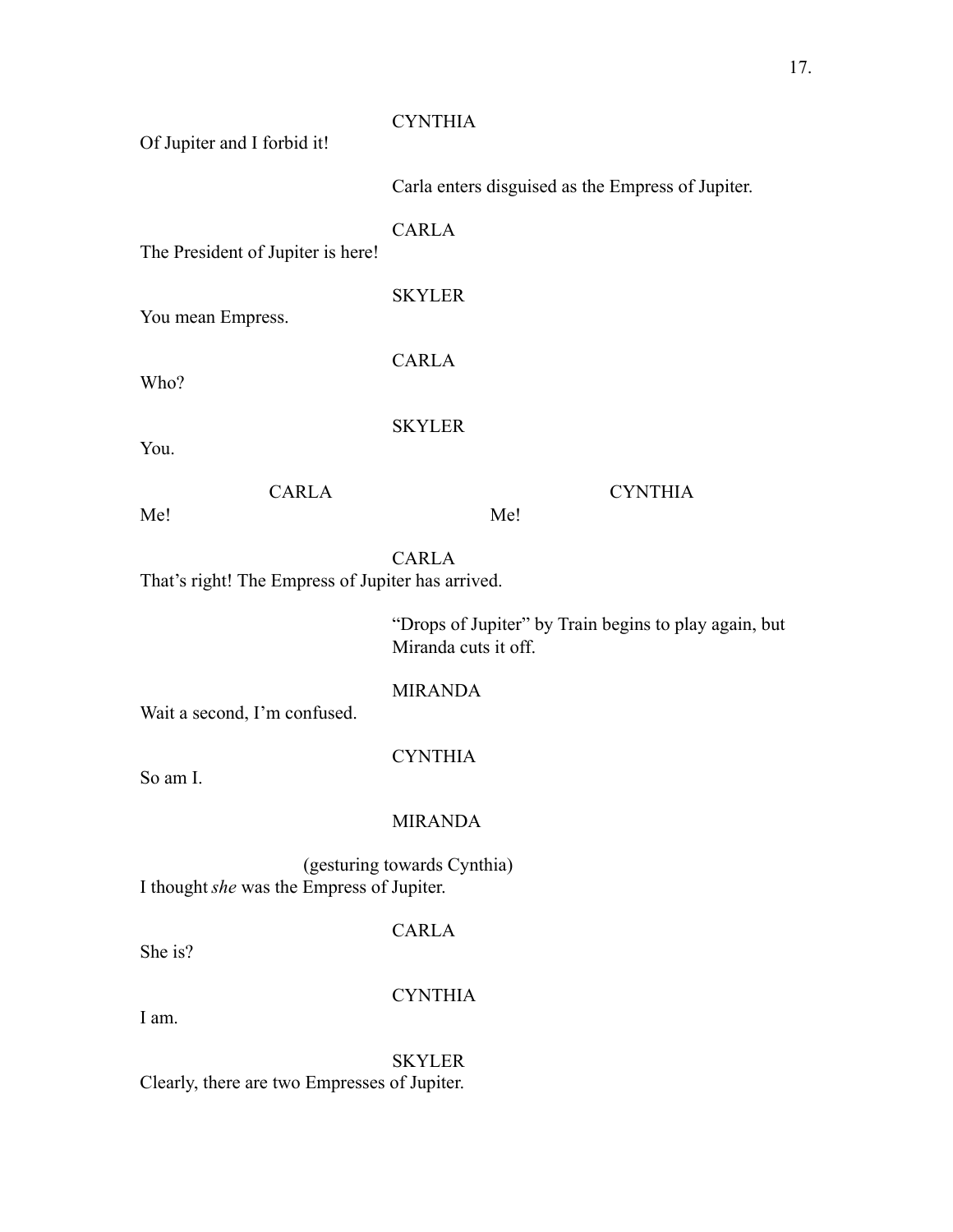CYNTHIA

Of Jupiter and I forbid it!

*Carla enters disguised as the Empress of Jupiter.*

CARLA

The President of Jupiter is here!

SKYLER

You mean Empress.

CARLA

Who?

SKYLER

You.

CARLA

Me!

CYNTHIA

Me!

CARLA

That's right! The Empress of Jupiter has arrived.

*"Drops of Jupiter" by Train begins to play again, but Miranda cuts it off.*

MIRANDA

Wait a second, I'm confused.

CYNTHIA

So am I.

MIRANDA

(gesturing towards Cynthia)

I thought *she* was the Empress of Jupiter.

CARLA

She is?

CYNTHIA

I am.

SKYLER

Clearly, there are two Empresses of Jupiter.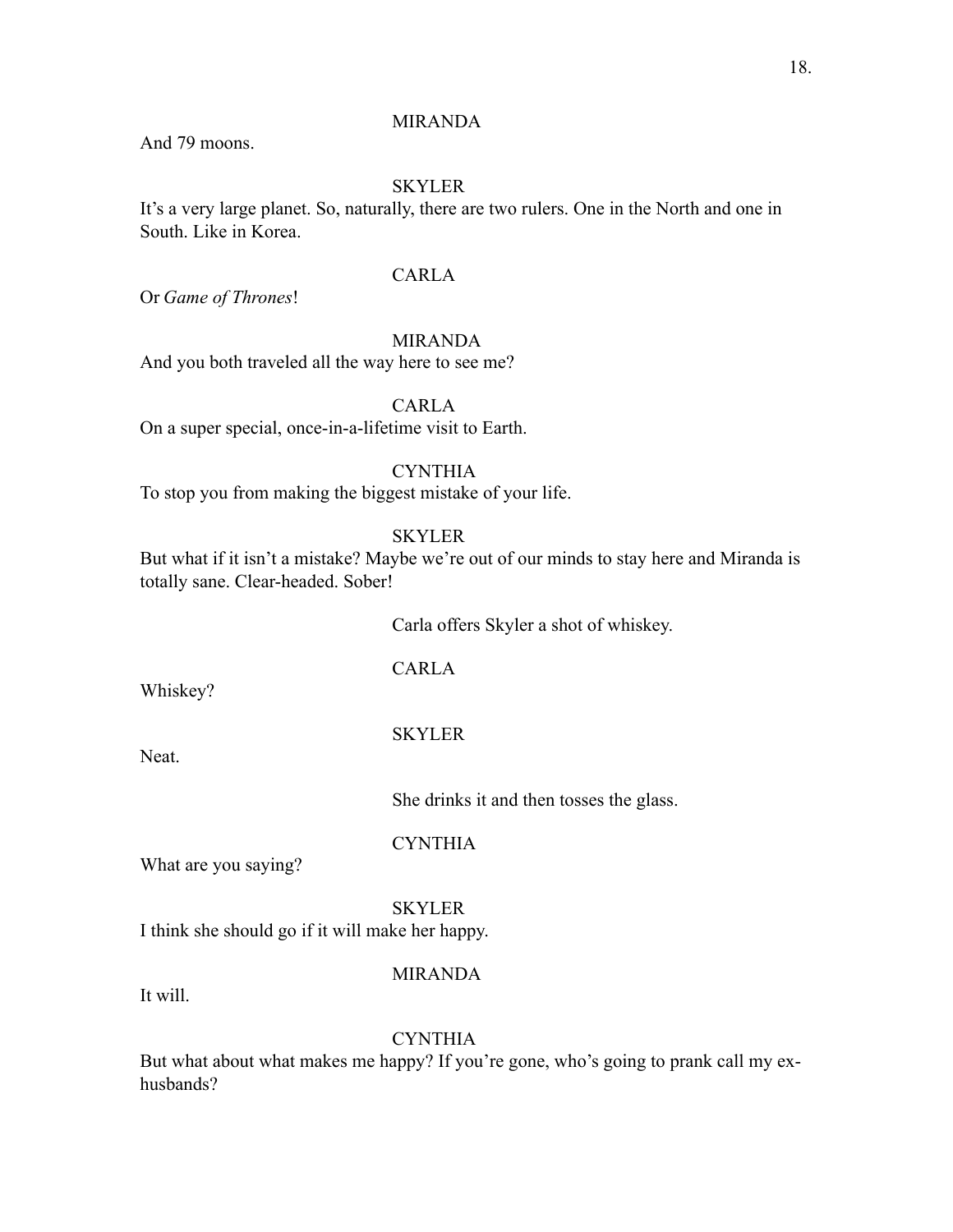MIRANDA

And 79 moons.

SKYLER

It's a very large planet. So, naturally, there are two rulers. One in the North and one in South. Like in Korea.

CARLA

Or *Game of Thrones*!

MIRANDA

And you both traveled all the way here to see me?

CARLA

On a super special, once-in-a-lifetime visit to Earth.

CYNTHIA

To stop you from making the biggest mistake of your life.

SKYLER

But what if it isn't a mistake? Maybe we're out of our minds to stay here and Miranda is totally sane. Clear-headed. Sober!

Carla offers Skyler a shot of whiskey.

CARLA

Whiskey?

SKYLER

Neat.

She drinks it and then tosses the glass.

CYNTHIA

What are you saying?

SKYLER

I think she should go if it will make her happy.

MIRANDA

It will.

CYNTHIA

But what about what makes me happy? If you're gone, who's going to prank call my ex-husbands?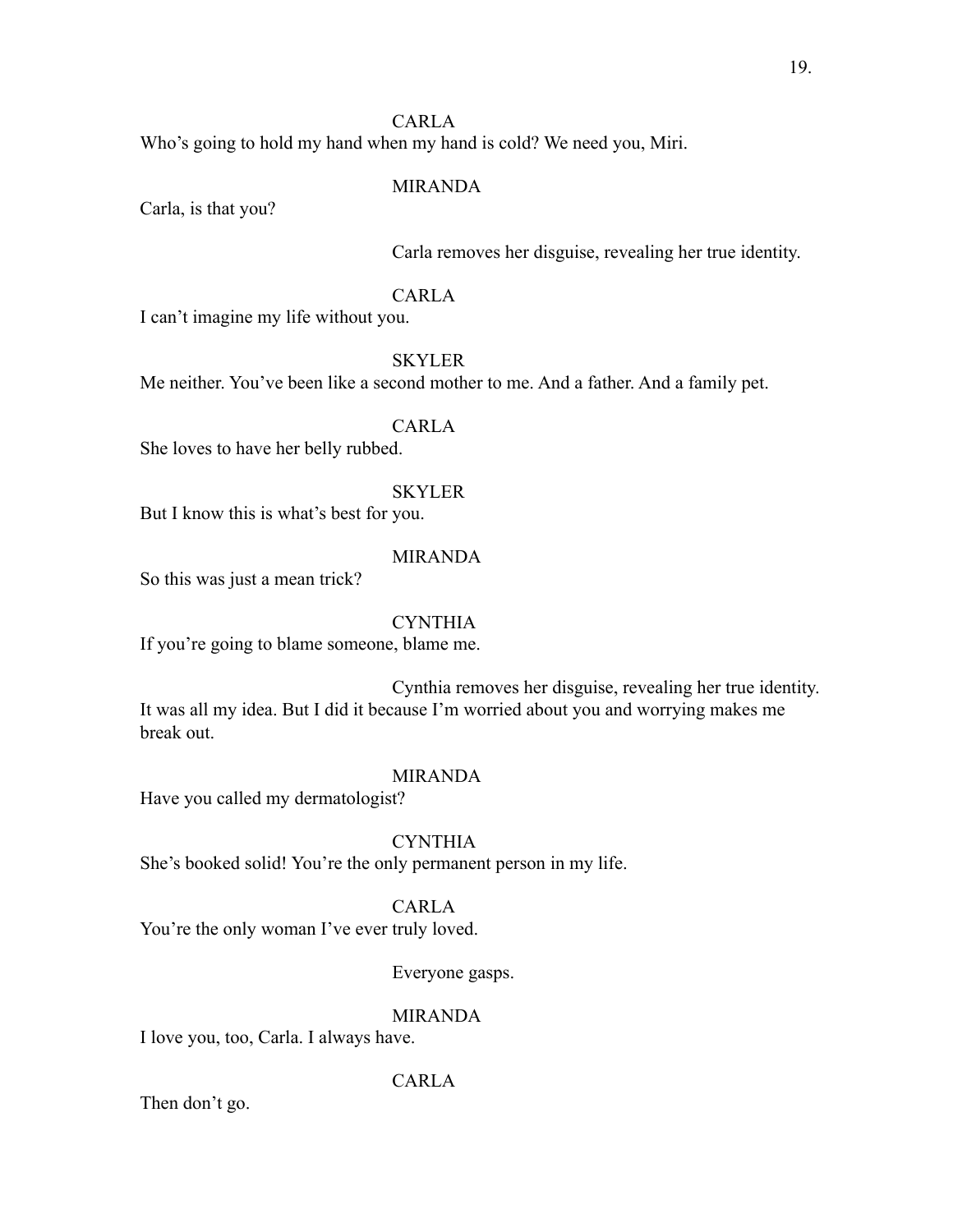CARLA

Who's going to hold my hand when my hand is cold? We need you, Miri.

MIRANDA

Carla, is that you?

*Carla removes her disguise, revealing her true identity.*

CARLA

I can't imagine my life without you.

SKYLER

Me neither. You've been like a second mother to me. And a father. And a family pet.

CARLA

She loves to have her belly rubbed.

SKYLER

But I know this is what's best for you.

MIRANDA

So this was just a mean trick?

CYNTHIA

If you're going to blame someone, blame me.

*Cynthia removes her disguise, revealing her true identity.*

It was all my idea. But I did it because I'm worried about you and worrying makes me break out.

MIRANDA

Have you called my dermatologist?

CYNTHIA

She's booked solid! You're the only permanent person in my life.

CARLA

You're the only woman I've ever truly loved.

*Everyone gasps.*

MIRANDA

I love you, too, Carla. I always have.

CARLA

Then don't go.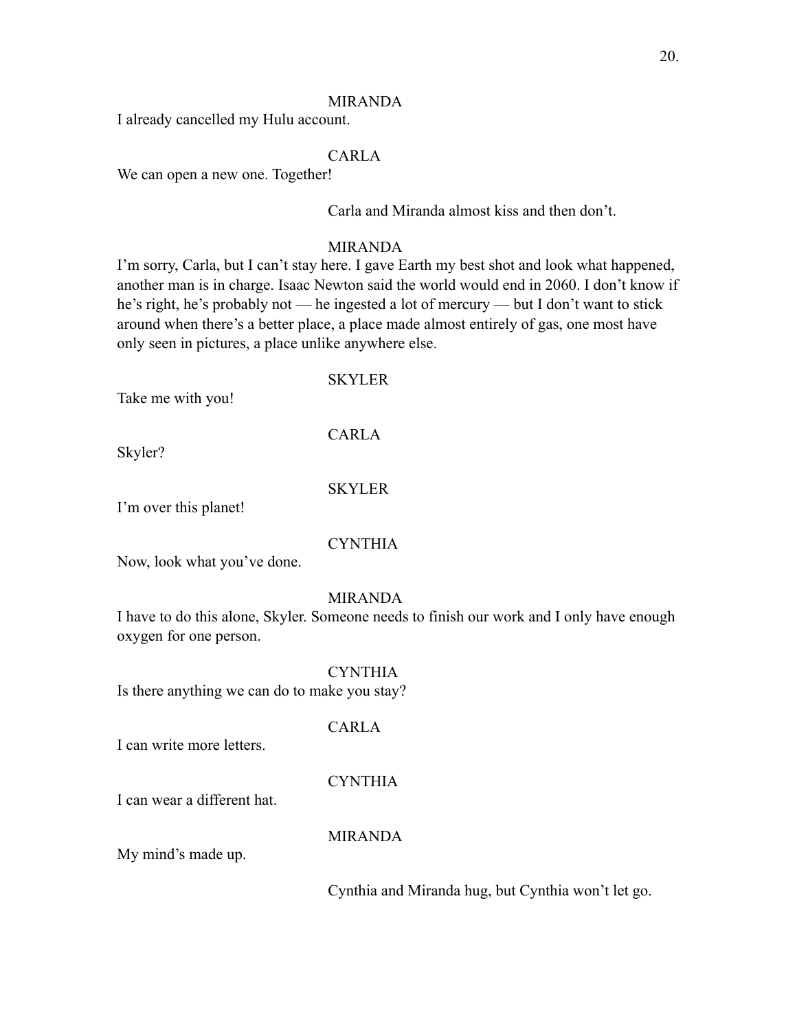MIRANDA

I already cancelled my Hulu account.

CARLA

We can open a new one. Together!

Carla and Miranda almost kiss and then don't.

MIRANDA

I'm sorry, Carla, but I can't stay here. I gave Earth my best shot and look what happened, another man is in charge. Isaac Newton said the world would end in 2060. I don't know if he's right, he's probably not — he ingested a lot of mercury — but I don't want to stick around when there's a better place, a place made almost entirely of gas, one most have only seen in pictures, a place unlike anywhere else.

SKYLER

Take me with you!

CARLA

Skyler?

SKYLER

I'm over this planet!

CYNTHIA

Now, look what you've done.

MIRANDA

I have to do this alone, Skyler. Someone needs to finish our work and I only have enough oxygen for one person.

CYNTHIA

Is there anything we can do to make you stay?

CARLA

I can write more letters.

CYNTHIA

I can wear a different hat.

MIRANDA

My mind's made up.

Cynthia and Miranda hug, but Cynthia won't let go.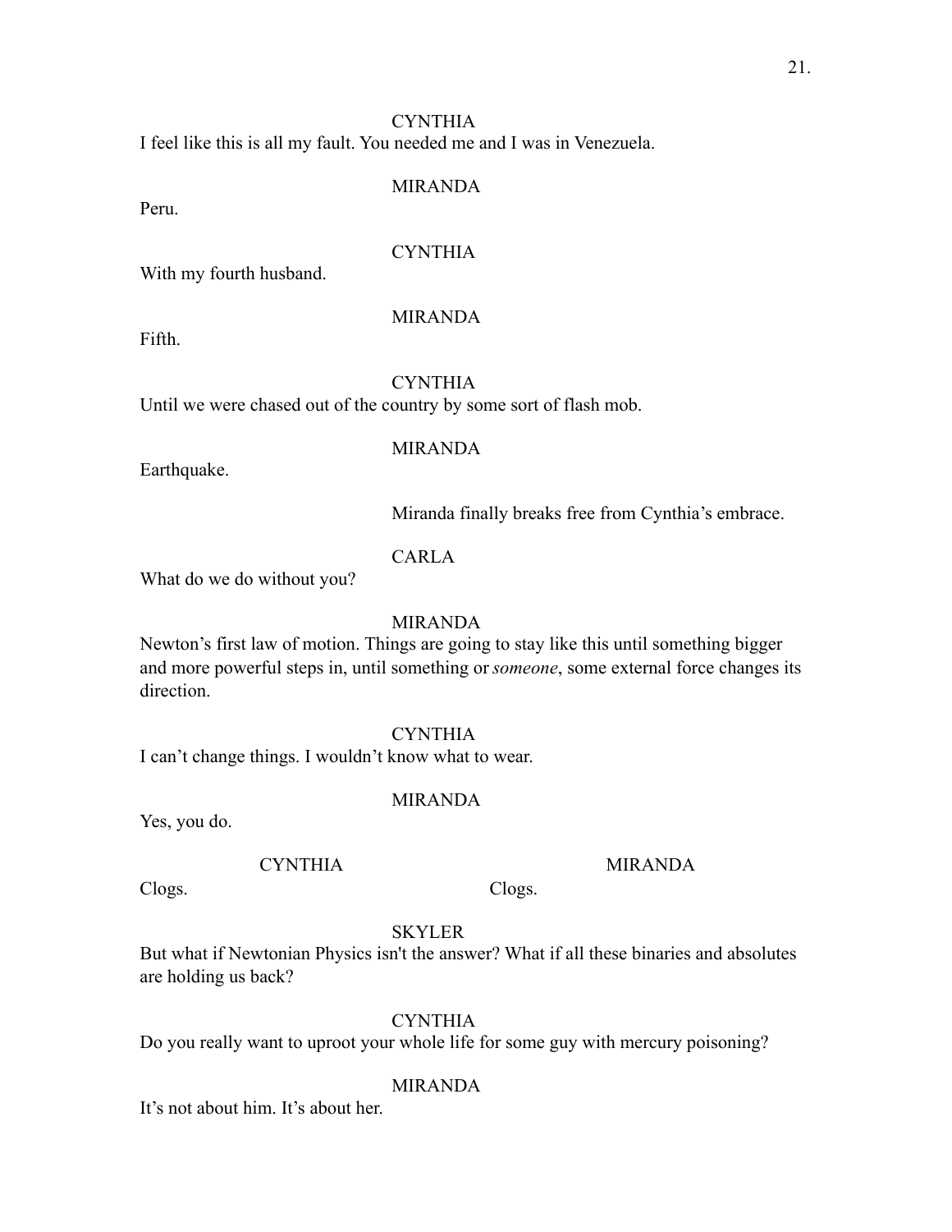CYNTHIA

I feel like this is all my fault. You needed me and I was in Venezuela.

MIRANDA

Peru.

CYNTHIA

With my fourth husband.

MIRANDA

Fifth.

CYNTHIA

Until we were chased out of the country by some sort of flash mob.

MIRANDA

Earthquake.

Miranda finally breaks free from Cynthia's embrace.

CARLA

What do we do without you?

MIRANDA

Newton's first law of motion. Things are going to stay like this until something bigger and more powerful steps in, until something or *someone*, some external force changes its direction.

CYNTHIA

I can't change things. I wouldn't know what to wear.

MIRANDA

Yes, you do.

CYNTHIA

Clogs.

MIRANDA

Clogs.

SKYLER

But what if Newtonian Physics isn't the answer? What if all these binaries and absolutes are holding us back?

CYNTHIA

Do you really want to uproot your whole life for some guy with mercury poisoning?

MIRANDA

It's not about him. It's about her.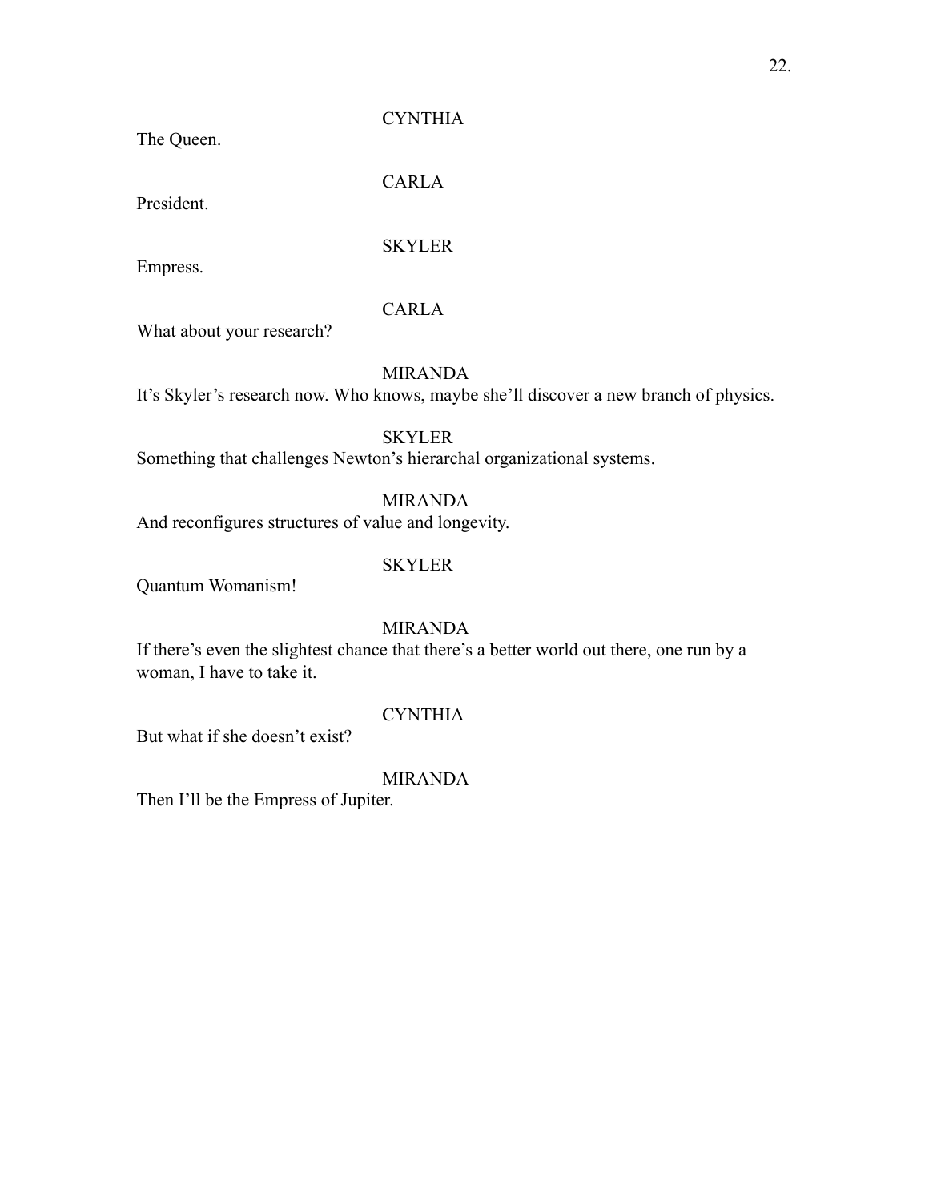CYNTHIA

The Queen.

CARLA

President.

SKYLER

Empress.

CARLA

What about your research?

MIRANDA

It's Skyler's research now. Who knows, maybe she'll discover a new branch of physics.

SKYLER

Something that challenges Newton's hierarchal organizational systems.

MIRANDA

And reconfigures structures of value and longevity.

SKYLER

Quantum Womanism!

MIRANDA

If there's even the slightest chance that there's a better world out there, one run by a woman, I have to take it.

CYNTHIA

But what if she doesn't exist?

MIRANDA

Then I'll be the Empress of Jupiter.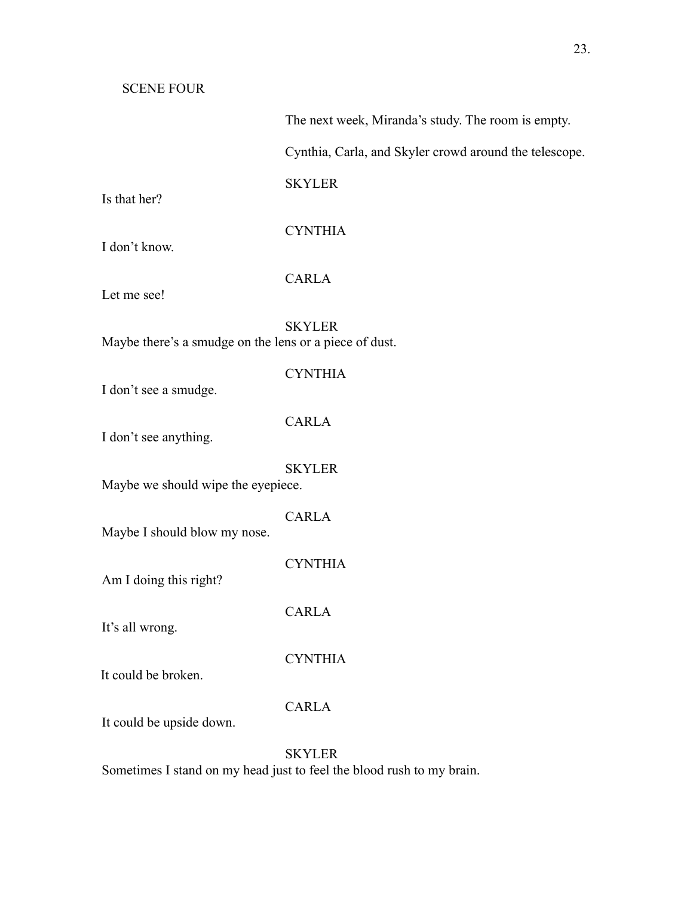SCENE FOUR

*The next week, Miranda's study. The room is empty.*

*Cynthia, Carla, and Skyler crowd around the telescope.*

SKYLER

Is that her?

CYNTHIA

I don't know.

CARLA

Let me see!

SKYLER

Maybe there's a smudge on the lens or a piece of dust.

CYNTHIA

I don't see a smudge.

CARLA

I don't see anything.

SKYLER

Maybe we should wipe the eyepiece.

CARLA

Maybe I should blow my nose.

CYNTHIA

Am I doing this right?

CARLA

It's all wrong.

CYNTHIA

It could be broken.

CARLA

It could be upside down.

SKYLER

Sometimes I stand on my head just to feel the blood rush to my brain.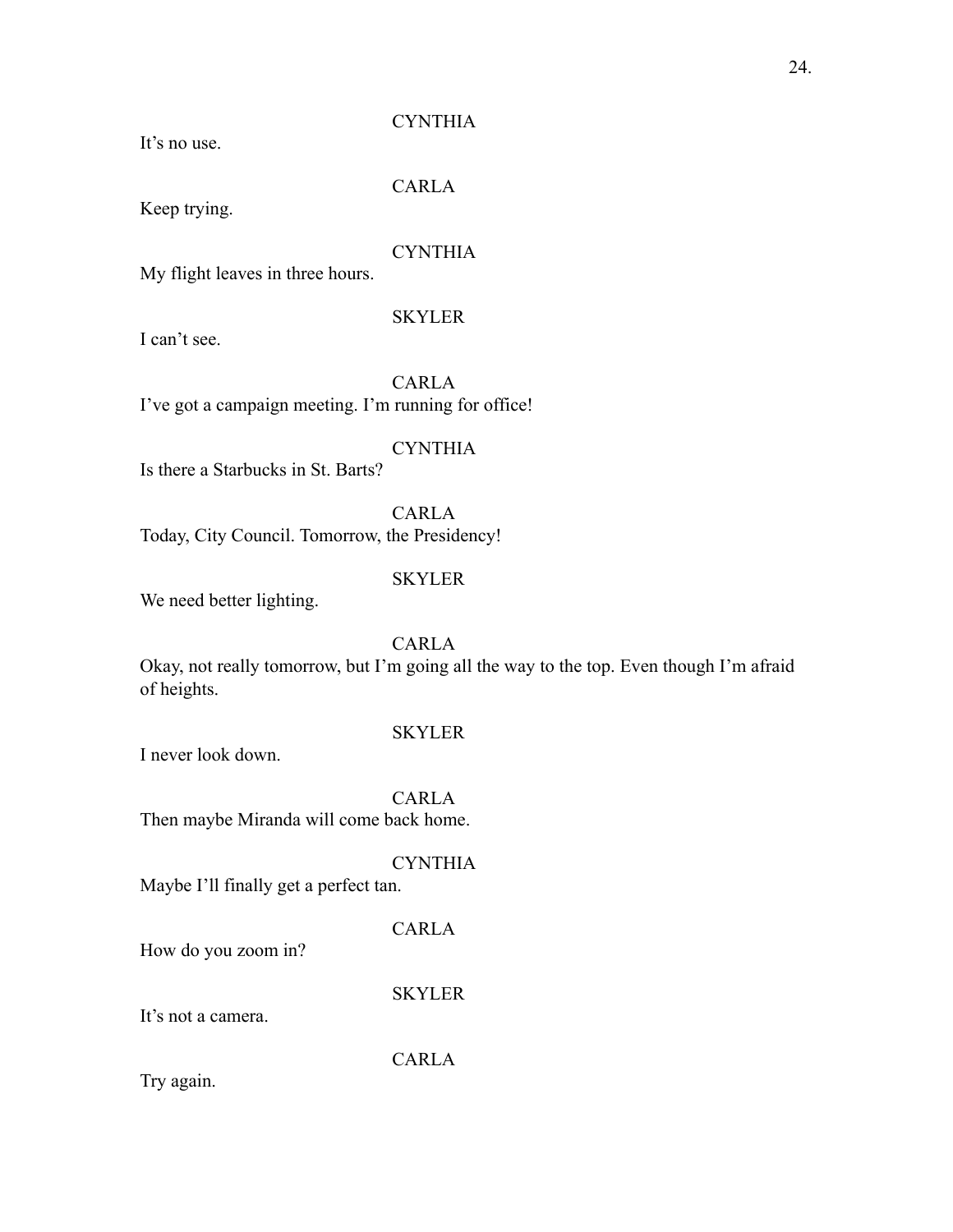CYNTHIA

It's no use.

CARLA

Keep trying.

CYNTHIA

My flight leaves in three hours.

SKYLER

I can't see.

CARLA

I've got a campaign meeting. I'm running for office!

CYNTHIA

Is there a Starbucks in St. Barts?

CARLA

Today, City Council. Tomorrow, the Presidency!

SKYLER

We need better lighting.

CARLA

Okay, not really tomorrow, but I'm going all the way to the top. Even though I'm afraid of heights.

SKYLER

I never look down.

CARLA

Then maybe Miranda will come back home.

CYNTHIA

Maybe I'll finally get a perfect tan.

CARLA

How do you zoom in?

SKYLER

It's not a camera.

CARLA

Try again.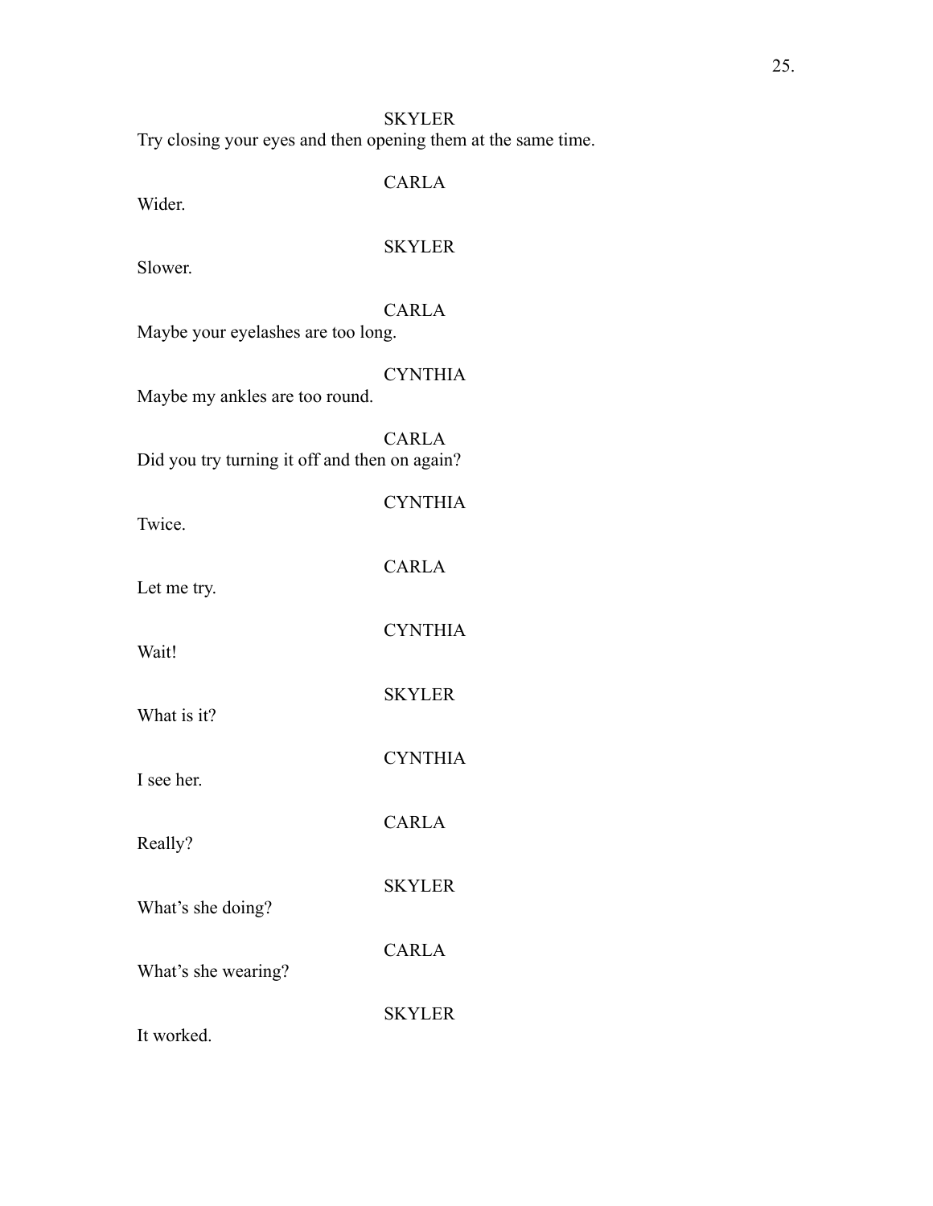SKYLER
Try closing your eyes and then opening them at the same time.

CARLA
Wider.

SKYLER
Slower.

CARLA
Maybe your eyelashes are too long.

CYNTHIA
Maybe my ankles are too round.

CARLA
Did you try turning it off and then on again?

CYNTHIA
Twice.

CARLA
Let me try.

CYNTHIA
Wait!

SKYLER
What is it?

CYNTHIA
I see her.

CARLA
Really?

SKYLER
What's she doing?

CARLA
What's she wearing?

SKYLER
It worked.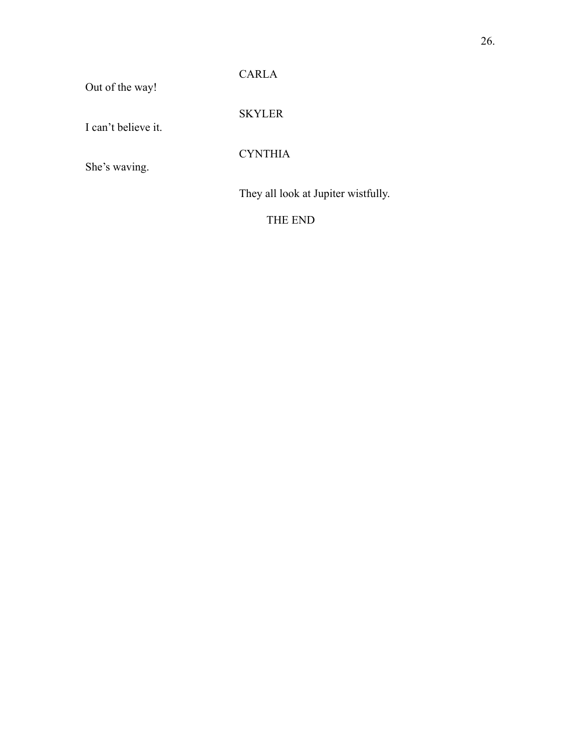CARLA

Out of the way!

SKYLER

I can't believe it.

CYNTHIA

She's waving.

They all look at Jupiter wistfully.

THE END